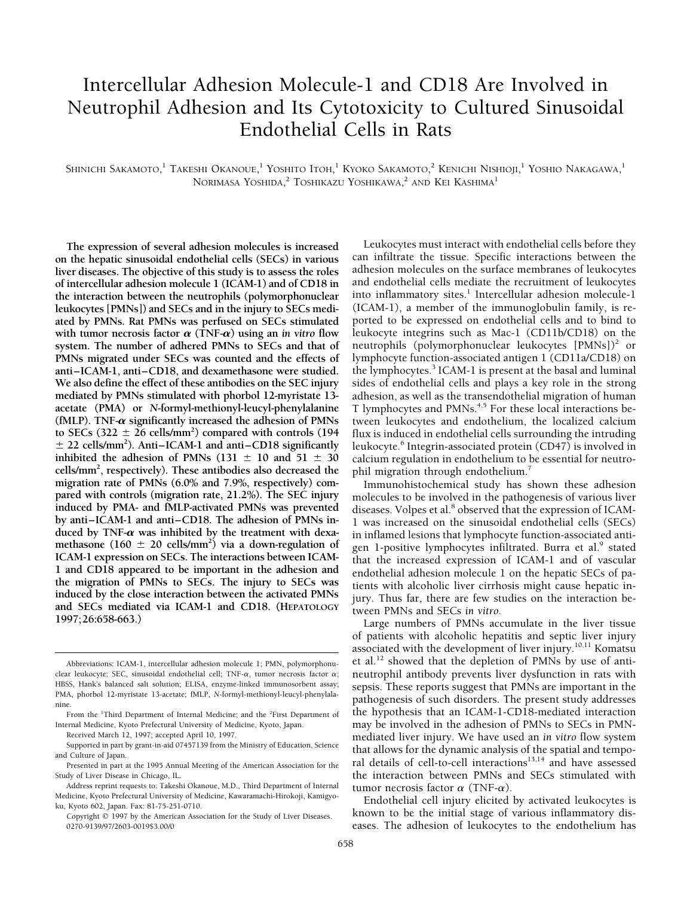# Intercellular Adhesion Molecule-1 and CD18 Are Involved in Neutrophil Adhesion and Its Cytotoxicity to Cultured Sinusoidal Endothelial Cells in Rats

Shinichi Sakamoto,[1] Takeshi Okanoue,[1] Yoshito Itoh,[1] Kyoko Sakamoto,[2] Kenichi Nishioji,[1] Yoshio Nakagawa,[1] Norimasa Yoshida,[2] Toshikazu Yoshikawa,[2] and Kei Kashima[1]

**The expression of several adhesion molecules is increased on the hepatic sinusoidal endothelial cells (SECs) in various liver diseases. The objective of this study is to assess the roles of intercellular adhesion molecule 1 (ICAM-1) and of CD18 in the interaction between the neutrophils (polymorphonuclear leukocytes [PMNs]) and SECs and in the injury to SECs mediated by PMNs. Rat PMNs was perfused on SECs stimulated with tumor necrosis factor $\alpha$ (TNF-$\alpha$) using an *in vitro* flow system. The number of adhered PMNs to SECs and that of PMNs migrated under SECs was counted and the effects of anti–ICAM-1, anti–CD18, and dexamethasone were studied. We also define the effect of these antibodies on the SEC injury mediated by PMNs stimulated with phorbol 12-myristate 13-acetate (PMA) or *N*-formyl-methionyl-leucyl-phenylalanine (fMLP). TNF-$\alpha$ significantly increased the adhesion of PMNs to SECs (322 ± 26 cells/mm$^2$) compared with controls (194 ± 22 cells/mm$^2$). Anti–ICAM-1 and anti–CD18 significantly inhibited the adhesion of PMNs (131 ± 10 and 51 ± 30 cells/mm$^2$, respectively). These antibodies also decreased the migration rate of PMNs (6.0% and 7.9%, respectively) compared with controls (migration rate, 21.2%). The SEC injury induced by PMA- and fMLP-activated PMNs was prevented by anti–ICAM-1 and anti–CD18. The adhesion of PMNs induced by TNF-$\alpha$ was inhibited by the treatment with dexamethasone (160 ± 20 cells/mm$^2$) via a down-regulation of ICAM-1 expression on SECs. The interactions between ICAM-1 and CD18 appeared to be important in the adhesion and the migration of PMNs to SECs. The injury to SECs was induced by the close interaction between the activated PMNs and SECs mediated via ICAM-1 and CD18. (Hepatology 1997;26:658-663.)**

Leukocytes must interact with endothelial cells before they can infiltrate the tissue. Specific interactions between the adhesion molecules on the surface membranes of leukocytes and endothelial cells mediate the recruitment of leukocytes into inflammatory sites.[1] Intercellular adhesion molecule-1 (ICAM-1), a member of the immunoglobulin family, is reported to be expressed on endothelial cells and to bind to leukocyte integrins such as Mac-1 (CD11b/CD18) on the neutrophils (polymorphonuclear leukocytes [PMNs])[2] or lymphocyte function-associated antigen 1 (CD11a/CD18) on the lymphocytes.[3] ICAM-1 is present at the basal and luminal sides of endothelial cells and plays a key role in the strong adhesion, as well as the transendothelial migration of human T lymphocytes and PMNs.[4,5] For these local interactions between leukocytes and endothelium, the localized calcium flux is induced in endothelial cells surrounding the intruding leukocyte.[6] Integrin-associated protein (CD47) is involved in calcium regulation in endothelium to be essential for neutrophil migration through endothelium.[7]

Immunohistochemical study has shown these adhesion molecules to be involved in the pathogenesis of various liver diseases. Volpes et al.[8] observed that the expression of ICAM-1 was increased on the sinusoidal endothelial cells (SECs) in inflamed lesions that lymphocyte function-associated antigen 1-positive lymphocytes infiltrated. Burra et al.[9] stated that the increased expression of ICAM-1 and of vascular endothelial adhesion molecule 1 on the hepatic SECs of patients with alcoholic liver cirrhosis might cause hepatic injury. Thus far, there are few studies on the interaction between PMNs and SECs *in vitro*.

Large numbers of PMNs accumulate in the liver tissue of patients with alcoholic hepatitis and septic liver injury associated with the development of liver injury.[10,11] Komatsu et al.[12] showed that the depletion of PMNs by use of anti-neutrophil antibody prevents liver dysfunction in rats with sepsis. These reports suggest that PMNs are important in the pathogenesis of such disorders. The present study addresses the hypothesis that an ICAM-1-CD18-mediated interaction may be involved in the adhesion of PMNs to SECs in PMN-mediated liver injury. We have used an *in vitro* flow system that allows for the dynamic analysis of the spatial and temporal details of cell-to-cell interactions[13,14] and have assessed the interaction between PMNs and SECs stimulated with tumor necrosis factor $\alpha$ (TNF-$\alpha$).

Endothelial cell injury elicited by activated leukocytes is known to be the initial stage of various inflammatory diseases. The adhesion of leukocytes to the endothelium has

---

Abbreviations: ICAM-1, intercellular adhesion molecule 1; PMN, polymorphonuclear leukocyte; SEC, sinusoidal endothelial cell; TNF-$\alpha$, tumor necrosis factor $\alpha$; HBSS, Hank's balanced salt solution; ELISA, enzyme-linked immunosorbent assay; PMA, phorbol 12-myristate 13-acetate; fMLP, N-formyl-methionyl-leucyl-phenylalanine.

From the [1]Third Department of Internal Medicine; and the [2]First Department of Internal Medicine, Kyoto Prefectural University of Medicine, Kyoto, Japan.

Received March 12, 1997; accepted April 10, 1997.

Supported in part by grant-in-aid 07457139 from the Ministry of Education, Science and Culture of Japan.

Presented in part at the 1995 Annual Meeting of the American Association for the Study of Liver Disease in Chicago, IL.

Address reprint requests to: Takeshi Okanoue, M.D., Third Department of Internal Medicine, Kyoto Prefectural University of Medicine, Kawaramachi-Hirokoji, Kamigyoku, Kyoto 602, Japan. Fax: 81-75-251-0710.

Copyright © 1997 by the American Association for the Study of Liver Diseases.
0270-9139/97/2603-0019$3.00/0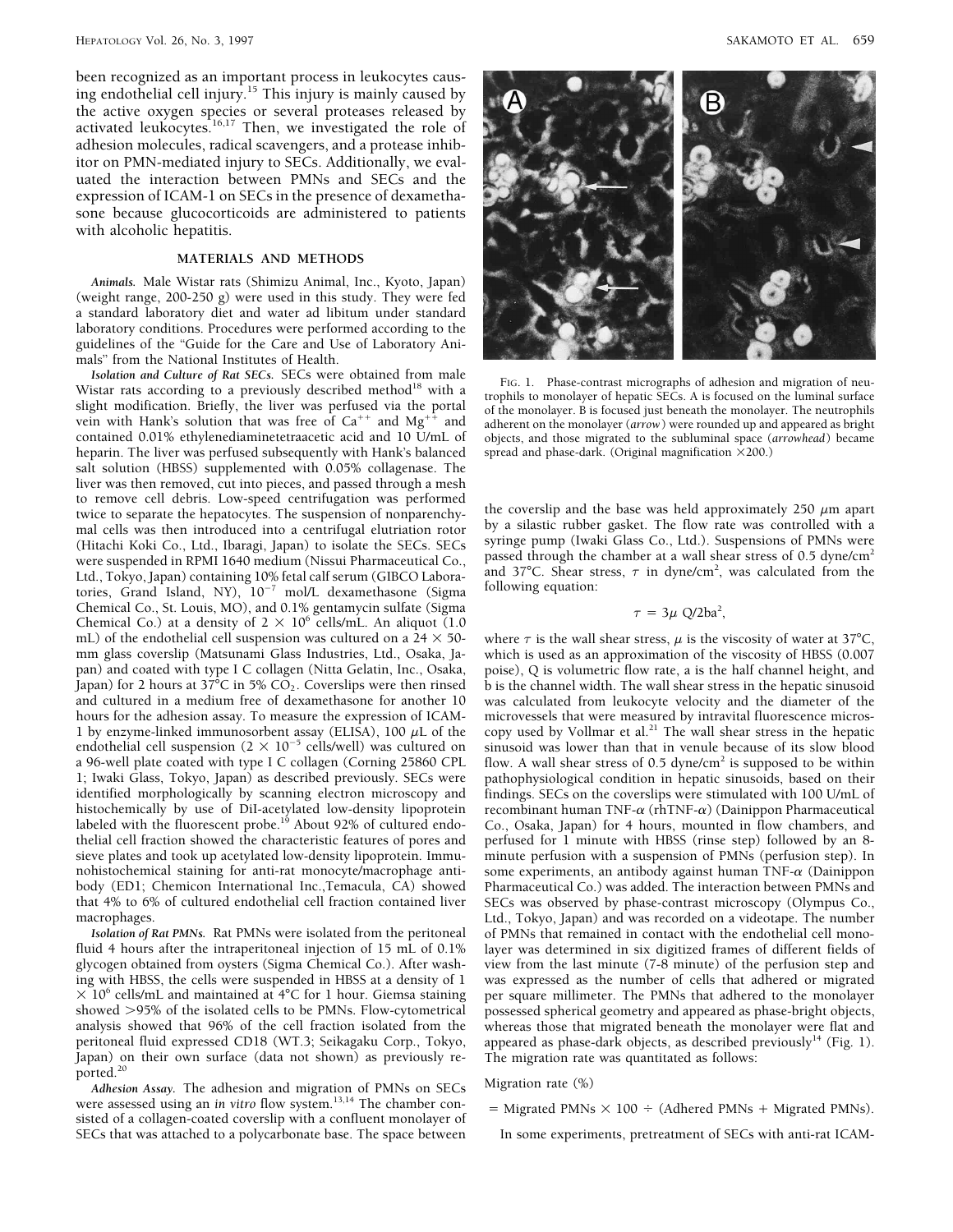been recognized as an important process in leukocytes causing endothelial cell injury.[15] This injury is mainly caused by the active oxygen species or several proteases released by activated leukocytes.[16,17] Then, we investigated the role of adhesion molecules, radical scavengers, and a protease inhibitor on PMN-mediated injury to SECs. Additionally, we evaluated the interaction between PMNs and SECs and the expression of ICAM-1 on SECs in the presence of dexamethasone because glucocorticoids are administered to patients with alcoholic hepatitis.

## MATERIALS AND METHODS

***Animals.*** Male Wistar rats (Shimizu Animal, Inc., Kyoto, Japan) (weight range, 200-250 g) were used in this study. They were fed a standard laboratory diet and water ad libitum under standard laboratory conditions. Procedures were performed according to the guidelines of the "Guide for the Care and Use of Laboratory Animals" from the National Institutes of Health.

***Isolation and Culture of Rat SECs.*** SECs were obtained from male Wistar rats according to a previously described method[18] with a slight modification. Briefly, the liver was perfused via the portal vein with Hank's solution that was free of $Ca^{++}$ and $Mg^{++}$ and contained 0.01% ethylenediaminetetraacetic acid and 10 U/mL of heparin. The liver was perfused subsequently with Hank's balanced salt solution (HBSS) supplemented with 0.05% collagenase. The liver was then removed, cut into pieces, and passed through a mesh to remove cell debris. Low-speed centrifugation was performed twice to separate the hepatocytes. The suspension of nonparenchymal cells was then introduced into a centrifugal elutriation rotor (Hitachi Koki Co., Ltd., Ibaragi, Japan) to isolate the SECs. SECs were suspended in RPMI 1640 medium (Nissui Pharmaceutical Co., Ltd., Tokyo, Japan) containing 10% fetal calf serum (GIBCO Laboratories, Grand Island, NY), $10^{-7}$ mol/L dexamethasone (Sigma Chemical Co., St. Louis, MO), and 0.1% gentamycin sulfate (Sigma Chemical Co.) at a density of $2 \times 10^6$ cells/mL. An aliquot (1.0 mL) of the endothelial cell suspension was cultured on a 24 × 50-mm glass coverslip (Matsunami Glass Industries, Ltd., Osaka, Japan) and coated with type I C collagen (Nitta Gelatin, Inc., Osaka, Japan) for 2 hours at 37°C in 5% $CO_2$. Coverslips were then rinsed and cultured in a medium free of dexamethasone for another 10 hours for the adhesion assay. To measure the expression of ICAM-1 by enzyme-linked immunosorbent assay (ELISA), 100 $\mu$L of the endothelial cell suspension ($2 \times 10^{-5}$ cells/well) was cultured on a 96-well plate coated with type I C collagen (Corning 25860 CPL 1; Iwaki Glass, Tokyo, Japan) as described previously. SECs were identified morphologically by scanning electron microscopy and histochemically by use of DiI-acetylated low-density lipoprotein labeled with the fluorescent probe.[19] About 92% of cultured endothelial cell fraction showed the characteristic features of pores and sieve plates and took up acetylated low-density lipoprotein. Immunohistochemical staining for anti-rat monocyte/macrophage antibody (ED1; Chemicon International Inc.,Temacula, CA) showed that 4% to 6% of cultured endothelial cell fraction contained liver macrophages.

***Isolation of Rat PMNs.*** Rat PMNs were isolated from the peritoneal fluid 4 hours after the intraperitoneal injection of 15 mL of 0.1% glycogen obtained from oysters (Sigma Chemical Co.). After washing with HBSS, the cells were suspended in HBSS at a density of $1 \times 10^6$ cells/mL and maintained at 4°C for 1 hour. Giemsa staining showed >95% of the isolated cells to be PMNs. Flow-cytometrical analysis showed that 96% of the cell fraction isolated from the peritoneal fluid expressed CD18 (WT.3; Seikagaku Corp., Tokyo, Japan) on their own surface (data not shown) as previously reported.[20]

***Adhesion Assay.*** The adhesion and migration of PMNs on SECs were assessed using an *in vitro* flow system.[13,14] The chamber consisted of a collagen-coated coverslip with a confluent monolayer of SECs that was attached to a polycarbonate base. The space between the coverslip and the base was held approximately 250 $\mu$m apart by a silastic rubber gasket. The flow rate was controlled with a syringe pump (Iwaki Glass Co., Ltd.). Suspensions of PMNs were passed through the chamber at a wall shear stress of 0.5 dyne/cm$^2$ and 37°C. Shear stress, $\tau$ in dyne/cm$^2$, was calculated from the following equation:

$$\tau = 3\mu \; Q/2ba^2,$$

where $\tau$ is the wall shear stress, $\mu$ is the viscosity of water at 37°C, which is used as an approximation of the viscosity of HBSS (0.007 poise), Q is volumetric flow rate, a is the half channel height, and b is the channel width. The wall shear stress in the hepatic sinusoid was calculated from leukocyte velocity and the diameter of the microvessels that were measured by intravital fluorescence microscopy used by Vollmar et al.[21] The wall shear stress in the hepatic sinusoid was lower than that in venule because of its slow blood flow. A wall shear stress of 0.5 dyne/cm$^2$ is supposed to be within pathophysiological condition in hepatic sinusoids, based on their findings. SECs on the coverslips were stimulated with 100 U/mL of recombinant human TNF-$\alpha$ (rhTNF-$\alpha$) (Dainippon Pharmaceutical Co., Osaka, Japan) for 4 hours, mounted in flow chambers, and perfused for 1 minute with HBSS (rinse step) followed by an 8-minute perfusion with a suspension of PMNs (perfusion step). In some experiments, an antibody against human TNF-$\alpha$ (Dainippon Pharmaceutical Co.) was added. The interaction between PMNs and SECs was observed by phase-contrast microscopy (Olympus Co., Ltd., Tokyo, Japan) and was recorded on a videotape. The number of PMNs that remained in contact with the endothelial cell monolayer was determined in six digitized frames of different fields of view from the last minute (7-8 minute) of the perfusion step and was expressed as the number of cells that adhered or migrated per square millimeter. The PMNs that adhered to the monolayer possessed spherical geometry and appeared as phase-bright objects, whereas those that migrated beneath the monolayer were flat and appeared as phase-dark objects, as described previously[14] (Fig. 1). The migration rate was quantitated as follows:

Migration rate (%)

= Migrated PMNs × 100 ÷ (Adhered PMNs + Migrated PMNs).

In some experiments, pretreatment of SECs with anti-rat ICAM-

FIG. 1. Phase-contrast micrographs of adhesion and migration of neutrophils to monolayer of hepatic SECs. A is focused on the luminal surface of the monolayer. B is focused just beneath the monolayer. The neutrophils adherent on the monolayer (*arrow*) were rounded up and appeared as bright objects, and those migrated to the subluminal space (*arrowhead*) became spread and phase-dark. (Original magnification ×200.)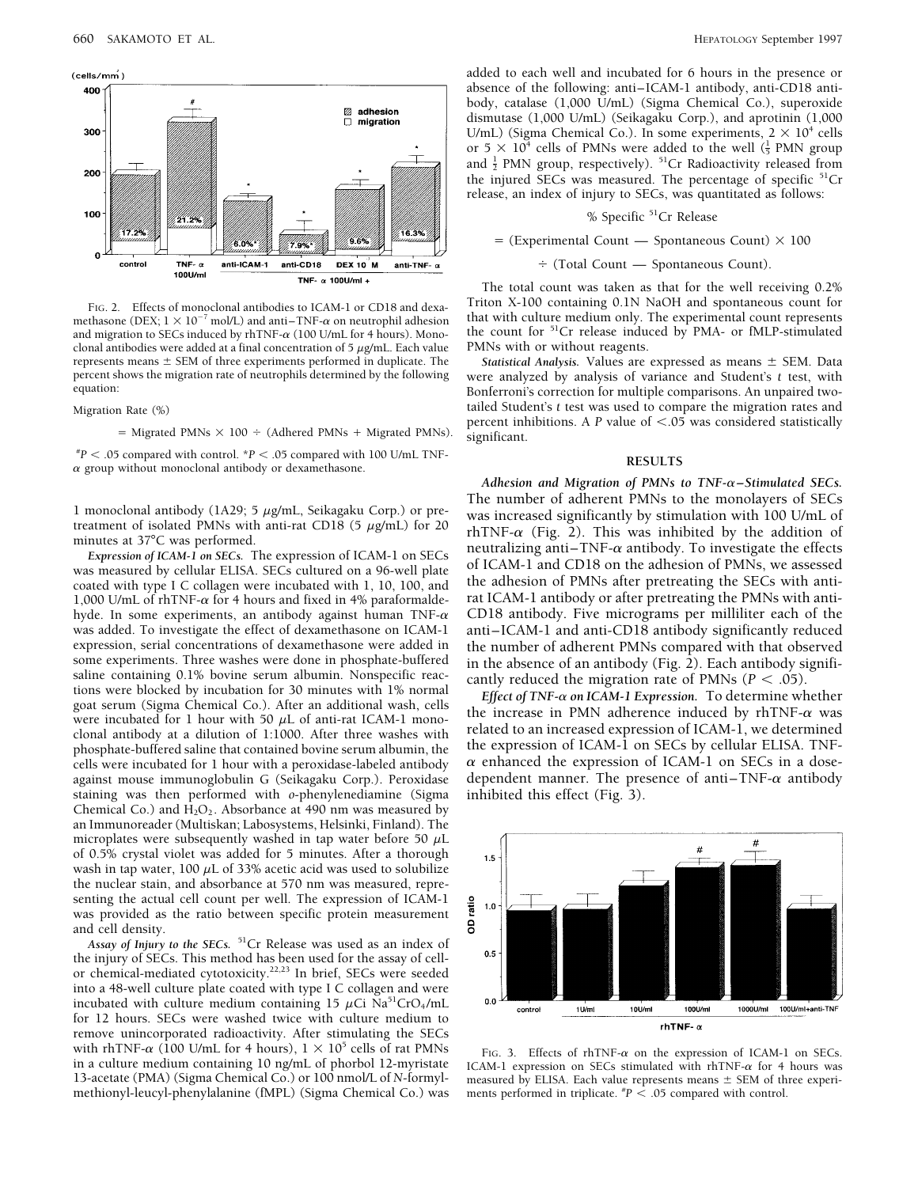FIG. 2. Effects of monoclonal antibodies to ICAM-1 or CD18 and dexamethasone (DEX; $1 \times 10^{-7}$ mol/L) and anti–TNF-$\alpha$ on neutrophil adhesion and migration to SECs induced by rhTNF-$\alpha$ (100 U/mL for 4 hours). Monoclonal antibodies were added at a final concentration of 5 $\mu$g/mL. Each value represents means ± SEM of three experiments performed in duplicate. The percent shows the migration rate of neutrophils determined by the following equation:

Migration Rate (%)

$$= \text{Migrated PMNs} \times 100 \div (\text{Adhered PMNs} + \text{Migrated PMNs}).$$

#$P < .05$ compared with control. *$P < .05$ compared with 100 U/mL TNF-$\alpha$ group without monoclonal antibody or dexamethasone.

1 monoclonal antibody (1A29; 5 $\mu$g/mL, Seikagaku Corp.) or pretreatment of isolated PMNs with anti-rat CD18 (5 $\mu$g/mL) for 20 minutes at 37°C was performed.

*Expression of ICAM-1 on SECs.* The expression of ICAM-1 on SECs was measured by cellular ELISA. SECs cultured on a 96-well plate coated with type I C collagen were incubated with 1, 10, 100, and 1,000 U/mL of rhTNF-$\alpha$ for 4 hours and fixed in 4% paraformaldehyde. In some experiments, an antibody against human TNF-$\alpha$ was added. To investigate the effect of dexamethasone on ICAM-1 expression, serial concentrations of dexamethasone were added in some experiments. Three washes were done in phosphate-buffered saline containing 0.1% bovine serum albumin. Nonspecific reactions were blocked by incubation for 30 minutes with 1% normal goat serum (Sigma Chemical Co.). After an additional wash, cells were incubated for 1 hour with 50 $\mu$L of anti-rat ICAM-1 monoclonal antibody at a dilution of 1:1000. After three washes with phosphate-buffered saline that contained bovine serum albumin, the cells were incubated for 1 hour with a peroxidase-labeled antibody against mouse immunoglobulin G (Seikagaku Corp.). Peroxidase staining was then performed with *o*-phenylenediamine (Sigma Chemical Co.) and $H_2O_2$. Absorbance at 490 nm was measured by an Immunoreader (Multiskan; Labosystems, Helsinki, Finland). The microplates were subsequently washed in tap water before 50 $\mu$L of 0.5% crystal violet was added for 5 minutes. After a thorough wash in tap water, 100 $\mu$L of 33% acetic acid was used to solubilize the nuclear stain, and absorbance at 570 nm was measured, representing the actual cell count per well. The expression of ICAM-1 was provided as the ratio between specific protein measurement and cell density.

*Assay of Injury to the SECs.* $^{51}$Cr Release was used as an index of the injury of SECs. This method has been used for the assay of cell- or chemical-mediated cytotoxicity.[22,23] In brief, SECs were seeded into a 48-well culture plate coated with type I C collagen and were incubated with culture medium containing 15 $\mu$Ci $Na^{51}CrO_4$/mL for 12 hours. SECs were washed twice with culture medium to remove unincorporated radioactivity. After stimulating the SECs with rhTNF-$\alpha$ (100 U/mL for 4 hours), $1 \times 10^5$ cells of rat PMNs in a culture medium containing 10 ng/mL of phorbol 12-myristate 13-acetate (PMA) (Sigma Chemical Co.) or 100 nmol/L of *N*-formyl-methionyl-leucyl-phenylalanine (fMPL) (Sigma Chemical Co.) was added to each well and incubated for 6 hours in the presence or absence of the following: anti–ICAM-1 antibody, anti-CD18 antibody, catalase (1,000 U/mL) (Sigma Chemical Co.), superoxide dismutase (1,000 U/mL) (Seikagaku Corp.), and aprotinin (1,000 U/mL) (Sigma Chemical Co.). In some experiments, $2 \times 10^4$ cells or $5 \times 10^4$ cells of PMNs were added to the well ($\frac{1}{5}$ PMN group and $\frac{1}{2}$ PMN group, respectively). $^{51}$Cr Radioactivity released from the injured SECs was measured. The percentage of specific $^{51}$Cr release, an index of injury to SECs, was quantitated as follows:

$$\% \text{ Specific } ^{51}\text{Cr Release}$$

$$= (\text{Experimental Count} - \text{Spontaneous Count}) \times 100$$

$$\div (\text{Total Count} - \text{Spontaneous Count}).$$

The total count was taken as that for the well receiving 0.2% Triton X-100 containing 0.1N NaOH and spontaneous count for that with culture medium only. The experimental count represents the count for $^{51}$Cr release induced by PMA- or fMLP-stimulated PMNs with or without reagents.

*Statistical Analysis.* Values are expressed as means ± SEM. Data were analyzed by analysis of variance and Student's *t* test, with Bonferroni's correction for multiple comparisons. An unpaired two-tailed Student's *t* test was used to compare the migration rates and percent inhibitions. A *P* value of $< .05$ was considered statistically significant.

## RESULTS

*Adhesion and Migration of PMNs to TNF-$\alpha$–Stimulated SECs.* The number of adherent PMNs to the monolayers of SECs was increased significantly by stimulation with 100 U/mL of rhTNF-$\alpha$ (Fig. 2). This was inhibited by the addition of neutralizing anti–TNF-$\alpha$ antibody. To investigate the effects of ICAM-1 and CD18 on the adhesion of PMNs, we assessed the adhesion of PMNs after pretreating the SECs with anti-rat ICAM-1 antibody or after pretreating the PMNs with anti-CD18 antibody. Five micrograms per milliliter each of the anti–ICAM-1 and anti-CD18 antibody significantly reduced the number of adherent PMNs compared with that observed in the absence of an antibody (Fig. 2). Each antibody significantly reduced the migration rate of PMNs ($P < .05$).

*Effect of TNF-$\alpha$ on ICAM-1 Expression.* To determine whether the increase in PMN adherence induced by rhTNF-$\alpha$ was related to an increased expression of ICAM-1, we determined the expression of ICAM-1 on SECs by cellular ELISA. TNF-$\alpha$ enhanced the expression of ICAM-1 on SECs in a dose-dependent manner. The presence of anti–TNF-$\alpha$ antibody inhibited this effect (Fig. 3).

FIG. 3. Effects of rhTNF-$\alpha$ on the expression of ICAM-1 on SECs. ICAM-1 expression on SECs stimulated with rhTNF-$\alpha$ for 4 hours was measured by ELISA. Each value represents means ± SEM of three experiments performed in triplicate. #$P < .05$ compared with control.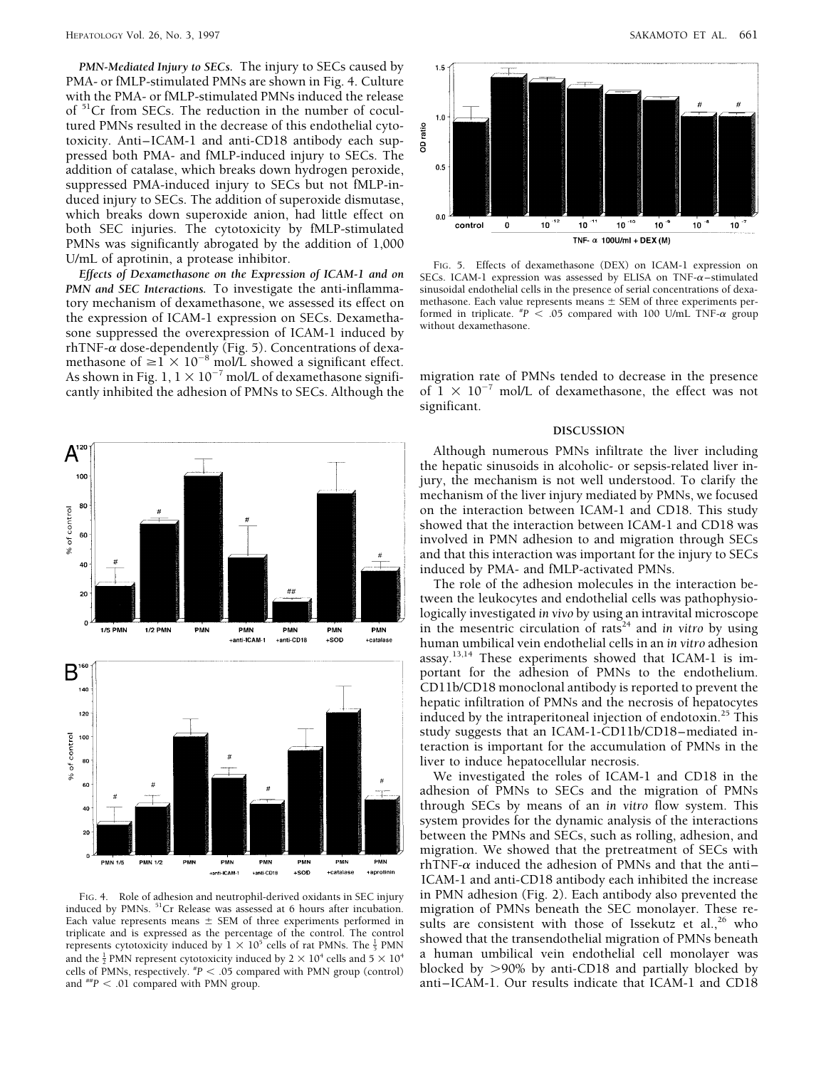***PMN-Mediated Injury to SECs.*** The injury to SECs caused by PMA- or fMLP-stimulated PMNs are shown in Fig. 4. Culture with the PMA- or fMLP-stimulated PMNs induced the release of $^{51}$Cr from SECs. The reduction in the number of cocultured PMNs resulted in the decrease of this endothelial cytotoxicity. Anti–ICAM-1 and anti-CD18 antibody each suppressed both PMA- and fMLP-induced injury to SECs. The addition of catalase, which breaks down hydrogen peroxide, suppressed PMA-induced injury to SECs but not fMLP-induced injury to SECs. The addition of superoxide dismutase, which breaks down superoxide anion, had little effect on both SEC injuries. The cytotoxicity by fMLP-stimulated PMNs was significantly abrogated by the addition of 1,000 U/mL of aprotinin, a protease inhibitor.

***Effects of Dexamethasone on the Expression of ICAM-1 and on PMN and SEC Interactions.*** To investigate the anti-inflammatory mechanism of dexamethasone, we assessed its effect on the expression of ICAM-1 expression on SECs. Dexamethasone suppressed the overexpression of ICAM-1 induced by rhTNF-α dose-dependently (Fig. 5). Concentrations of dexamethasone of $\geq 1 \times 10^{-8}$ mol/L showed a significant effect. As shown in Fig. 1, $1 \times 10^{-7}$ mol/L of dexamethasone significantly inhibited the adhesion of PMNs to SECs. Although the migration rate of PMNs tended to decrease in the presence of $1 \times 10^{-7}$ mol/L of dexamethasone, the effect was not significant.

FIG. 4. Role of adhesion and neutrophil-derived oxidants in SEC injury induced by PMNs. $^{51}$Cr Release was assessed at 6 hours after incubation. Each value represents means ± SEM of three experiments performed in triplicate and is expressed as the percentage of the control. The control represents cytotoxicity induced by $1 \times 10^5$ cells of rat PMNs. The $\frac{1}{5}$ PMN and the $\frac{1}{2}$ PMN represent cytotoxicity induced by $2 \times 10^4$ cells and $5 \times 10^4$ cells of PMNs, respectively. #$P < .05$ compared with PMN group (control) and ##$P < .01$ compared with PMN group.

FIG. 5. Effects of dexamethasone (DEX) on ICAM-1 expression on SECs. ICAM-1 expression was assessed by ELISA on TNF-α–stimulated sinusoidal endothelial cells in the presence of serial concentrations of dexamethasone. Each value represents means ± SEM of three experiments performed in triplicate. #$P < .05$ compared with 100 U/mL TNF-α group without dexamethasone.

## DISCUSSION

Although numerous PMNs infiltrate the liver including the hepatic sinusoids in alcoholic- or sepsis-related liver injury, the mechanism is not well understood. To clarify the mechanism of the liver injury mediated by PMNs, we focused on the interaction between ICAM-1 and CD18. This study showed that the interaction between ICAM-1 and CD18 was involved in PMN adhesion to and migration through SECs and that this interaction was important for the injury to SECs induced by PMA- and fMLP-activated PMNs.

The role of the adhesion molecules in the interaction between the leukocytes and endothelial cells was pathophysiologically investigated *in vivo* by using an intravital microscope in the mesentric circulation of rats[24] and *in vitro* by using human umbilical vein endothelial cells in an *in vitro* adhesion assay.[13,14] These experiments showed that ICAM-1 is important for the adhesion of PMNs to the endothelium. CD11b/CD18 monoclonal antibody is reported to prevent the hepatic infiltration of PMNs and the necrosis of hepatocytes induced by the intraperitoneal injection of endotoxin.[25] This study suggests that an ICAM-1-CD11b/CD18–mediated interaction is important for the accumulation of PMNs in the liver to induce hepatocellular necrosis.

We investigated the roles of ICAM-1 and CD18 in the adhesion of PMNs to SECs and the migration of PMNs through SECs by means of an *in vitro* flow system. This system provides for the dynamic analysis of the interactions between the PMNs and SECs, such as rolling, adhesion, and migration. We showed that the pretreatment of SECs with rhTNF-α induced the adhesion of PMNs and that the anti–ICAM-1 and anti-CD18 antibody each inhibited the increase in PMN adhesion (Fig. 2). Each antibody also prevented the migration of PMNs beneath the SEC monolayer. These results are consistent with those of Issekutz et al.,[26] who showed that the transendothelial migration of PMNs beneath a human umbilical vein endothelial cell monolayer was blocked by >90% by anti-CD18 and partially blocked by anti–ICAM-1. Our results indicate that ICAM-1 and CD18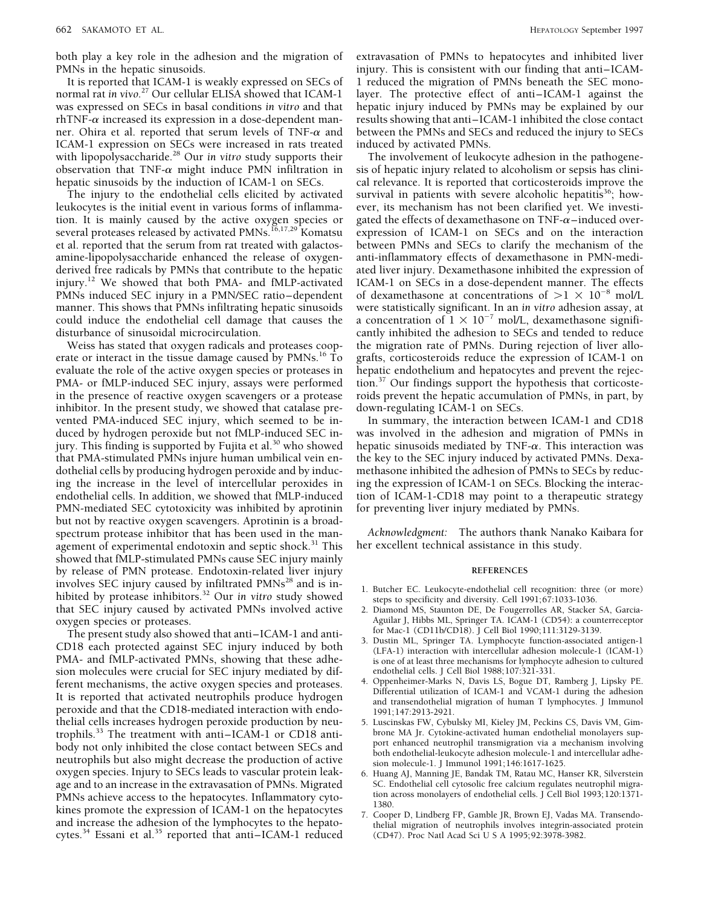both play a key role in the adhesion and the migration of PMNs in the hepatic sinusoids.

It is reported that ICAM-1 is weakly expressed on SECs of normal rat *in vivo*.[27] Our cellular ELISA showed that ICAM-1 was expressed on SECs in basal conditions *in vitro* and that rhTNF-$\alpha$ increased its expression in a dose-dependent manner. Ohira et al. reported that serum levels of TNF-$\alpha$ and ICAM-1 expression on SECs were increased in rats treated with lipopolysaccharide.[28] Our *in vitro* study supports their observation that TNF-$\alpha$ might induce PMN infiltration in hepatic sinusoids by the induction of ICAM-1 on SECs.

The injury to the endothelial cells elicited by activated leukocytes is the initial event in various forms of inflammation. It is mainly caused by the active oxygen species or several proteases released by activated PMNs.[16,17,29] Komatsu et al. reported that the serum from rat treated with galactosamine-lipopolysaccharide enhanced the release of oxygen-derived free radicals by PMNs that contribute to the hepatic injury.[12] We showed that both PMA- and fMLP-activated PMNs induced SEC injury in a PMN/SEC ratio–dependent manner. This shows that PMNs infiltrating hepatic sinusoids could induce the endothelial cell damage that causes the disturbance of sinusoidal microcirculation.

Weiss has stated that oxygen radicals and proteases cooperate or interact in the tissue damage caused by PMNs.[16] To evaluate the role of the active oxygen species or proteases in PMA- or fMLP-induced SEC injury, assays were performed in the presence of reactive oxygen scavengers or a protease inhibitor. In the present study, we showed that catalase prevented PMA-induced SEC injury, which seemed to be induced by hydrogen peroxide but not fMLP-induced SEC injury. This finding is supported by Fujita et al.[30] who showed that PMA-stimulated PMNs injure human umbilical vein endothelial cells by producing hydrogen peroxide and by inducing the increase in the level of intercellular peroxides in endothelial cells. In addition, we showed that fMLP-induced PMN-mediated SEC cytotoxicity was inhibited by aprotinin but not by reactive oxygen scavengers. Aprotinin is a broad-spectrum protease inhibitor that has been used in the management of experimental endotoxin and septic shock.[31] This showed that fMLP-stimulated PMNs cause SEC injury mainly by release of PMN protease. Endotoxin-related liver injury involves SEC injury caused by infiltrated PMNs[28] and is inhibited by protease inhibitors.[32] Our *in vitro* study showed that SEC injury caused by activated PMNs involved active oxygen species or proteases.

The present study also showed that anti–ICAM-1 and anti-CD18 each protected against SEC injury induced by both PMA- and fMLP-activated PMNs, showing that these adhesion molecules were crucial for SEC injury mediated by different mechanisms, the active oxygen species and proteases. It is reported that activated neutrophils produce hydrogen peroxide and that the CD18-mediated interaction with endothelial cells increases hydrogen peroxide production by neutrophils.[33] The treatment with anti–ICAM-1 or CD18 antibody not only inhibited the close contact between SECs and neutrophils but also might decrease the production of active oxygen species. Injury to SECs leads to vascular protein leakage and to an increase in the extravasation of PMNs. Migrated PMNs achieve access to the hepatocytes. Inflammatory cytokines promote the expression of ICAM-1 on the hepatocytes and increase the adhesion of the lymphocytes to the hepatocytes.[34] Essani et al.[35] reported that anti–ICAM-1 reduced extravasation of PMNs to hepatocytes and inhibited liver injury. This is consistent with our finding that anti–ICAM-1 reduced the migration of PMNs beneath the SEC monolayer. The protective effect of anti–ICAM-1 against the hepatic injury induced by PMNs may be explained by our results showing that anti–ICAM-1 inhibited the close contact between the PMNs and SECs and reduced the injury to SECs induced by activated PMNs.

The involvement of leukocyte adhesion in the pathogenesis of hepatic injury related to alcoholism or sepsis has clinical relevance. It is reported that corticosteroids improve the survival in patients with severe alcoholic hepatitis[36]; however, its mechanism has not been clarified yet. We investigated the effects of dexamethasone on TNF-$\alpha$–induced overexpression of ICAM-1 on SECs and on the interaction between PMNs and SECs to clarify the mechanism of the anti-inflammatory effects of dexamethasone in PMN-mediated liver injury. Dexamethasone inhibited the expression of ICAM-1 on SECs in a dose-dependent manner. The effects of dexamethasone at concentrations of $>1 \times 10^{-8}$ mol/L were statistically significant. In an *in vitro* adhesion assay, at a concentration of $1 \times 10^{-7}$ mol/L, dexamethasone significantly inhibited the adhesion to SECs and tended to reduce the migration rate of PMNs. During rejection of liver allografts, corticosteroids reduce the expression of ICAM-1 on hepatic endothelium and hepatocytes and prevent the rejection.[37] Our findings support the hypothesis that corticosteroids prevent the hepatic accumulation of PMNs, in part, by down-regulating ICAM-1 on SECs.

In summary, the interaction between ICAM-1 and CD18 was involved in the adhesion and migration of PMNs in hepatic sinusoids mediated by TNF-$\alpha$. This interaction was the key to the SEC injury induced by activated PMNs. Dexamethasone inhibited the adhesion of PMNs to SECs by reducing the expression of ICAM-1 on SECs. Blocking the interaction of ICAM-1-CD18 may point to a therapeutic strategy for preventing liver injury mediated by PMNs.

*Acknowledgment:* The authors thank Nanako Kaibara for her excellent technical assistance in this study.

## REFERENCES

1. Butcher EC. Leukocyte-endothelial cell recognition: three (or more) steps to specificity and diversity. Cell 1991;67:1033-1036.
2. Diamond MS, Staunton DE, De Fougerrolles AR, Stacker SA, Garcia-Aguilar J, Hibbs ML, Springer TA. ICAM-1 (CD54): a counterreceptor for Mac-1 (CD11b/CD18). J Cell Biol 1990;111:3129-3139.
3. Dustin ML, Springer TA. Lymphocyte function-associated antigen-1 (LFA-1) interaction with intercellular adhesion molecule-1 (ICAM-1) is one of at least three mechanisms for lymphocyte adhesion to cultured endothelial cells. J Cell Biol 1988;107:321-331.
4. Oppenheimer-Marks N, Davis LS, Bogue DT, Ramberg J, Lipsky PE. Differential utilization of ICAM-1 and VCAM-1 during the adhesion and transendothelial migration of human T lymphocytes. J Immunol 1991;147:2913-2921.
5. Luscinskas FW, Cybulsky MI, Kieley JM, Peckins CS, Davis VM, Gimbrone MA Jr. Cytokine-activated human endothelial monolayers support enhanced neutrophil transmigration via a mechanism involving both endothelial-leukocyte adhesion molecule-1 and intercellular adhesion molecule-1. J Immunol 1991;146:1617-1625.
6. Huang AJ, Manning JE, Bandak TM, Ratau MC, Hanser KR, Silverstein SC. Endothelial cell cytosolic free calcium regulates neutrophil migration across monolayers of endothelial cells. J Cell Biol 1993;120:1371-1380.
7. Cooper D, Lindberg FP, Gamble JR, Brown EJ, Vadas MA. Transendothelial migration of neutrophils involves integrin-associated protein (CD47). Proc Natl Acad Sci U S A 1995;92:3978-3982.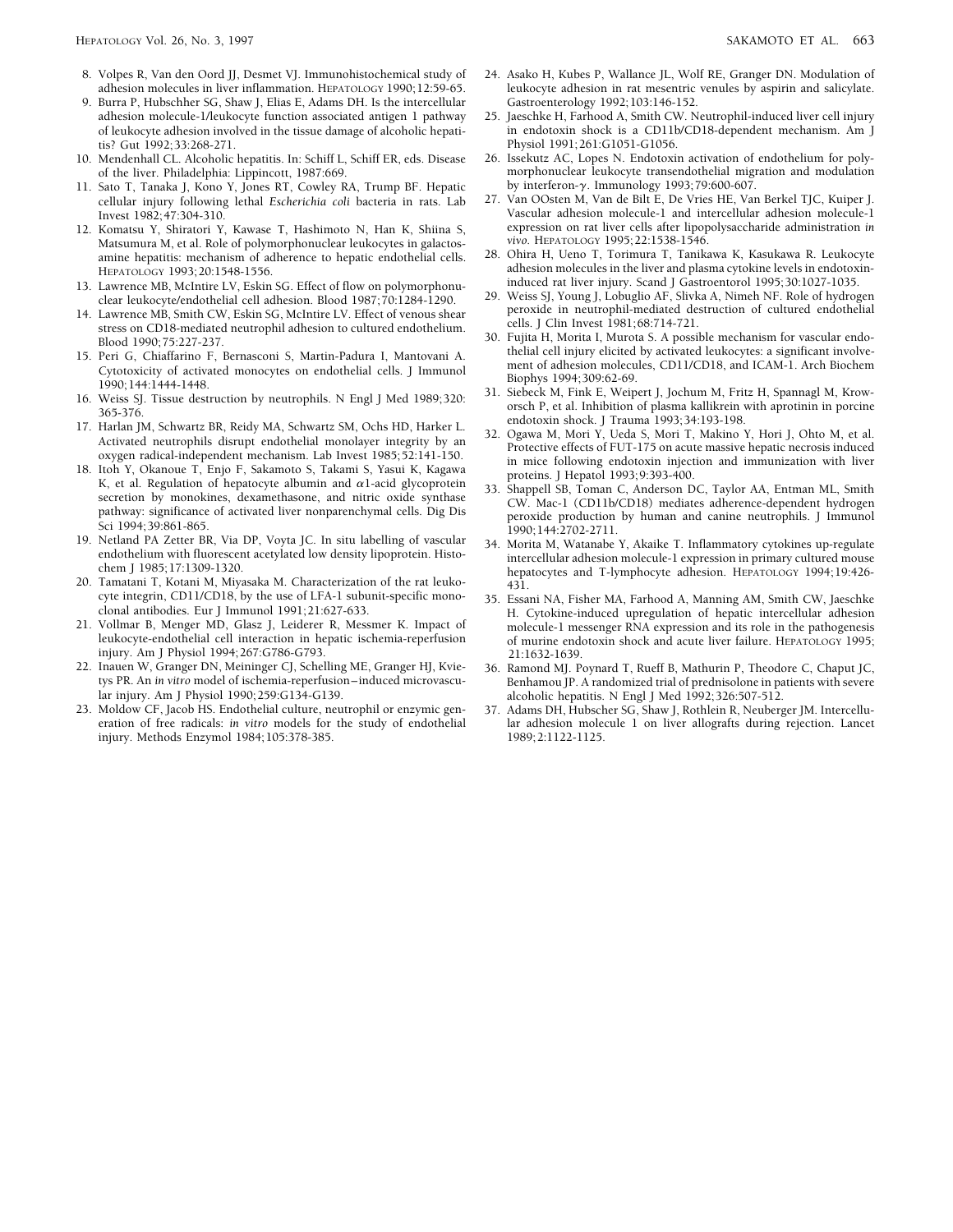8. Volpes R, Van den Oord JJ, Desmet VJ. Immunohistochemical study of adhesion molecules in liver inflammation. HEPATOLOGY 1990;12:59-65.
9. Burra P, Hubschher SG, Shaw J, Elias E, Adams DH. Is the intercellular adhesion molecule-1/leukocyte function associated antigen 1 pathway of leukocyte adhesion involved in the tissue damage of alcoholic hepatitis? Gut 1992;33:268-271.
10. Mendenhall CL. Alcoholic hepatitis. In: Schiff L, Schiff ER, eds. Disease of the liver. Philadelphia: Lippincott, 1987:669.
11. Sato T, Tanaka J, Kono Y, Jones RT, Cowley RA, Trump BF. Hepatic cellular injury following lethal *Escherichia coli* bacteria in rats. Lab Invest 1982;47:304-310.
12. Komatsu Y, Shiratori Y, Kawase T, Hashimoto N, Han K, Shiina S, Matsumura M, et al. Role of polymorphonuclear leukocytes in galactosamine hepatitis: mechanism of adherence to hepatic endothelial cells. HEPATOLOGY 1993;20:1548-1556.
13. Lawrence MB, McIntire LV, Eskin SG. Effect of flow on polymorphonuclear leukocyte/endothelial cell adhesion. Blood 1987;70:1284-1290.
14. Lawrence MB, Smith CW, Eskin SG, McIntire LV. Effect of venous shear stress on CD18-mediated neutrophil adhesion to cultured endothelium. Blood 1990;75:227-237.
15. Peri G, Chiaffarino F, Bernasconi S, Martin-Padura I, Mantovani A. Cytotoxicity of activated monocytes on endothelial cells. J Immunol 1990;144:1444-1448.
16. Weiss SJ. Tissue destruction by neutrophils. N Engl J Med 1989;320:365-376.
17. Harlan JM, Schwartz BR, Reidy MA, Schwartz SM, Ochs HD, Harker L. Activated neutrophils disrupt endothelial monolayer integrity by an oxygen radical-independent mechanism. Lab Invest 1985;52:141-150.
18. Itoh Y, Okanoue T, Enjo F, Sakamoto S, Takami S, Yasui K, Kagawa K, et al. Regulation of hepatocyte albumin and $\alpha$1-acid glycoprotein secretion by monokines, dexamethasone, and nitric oxide synthase pathway: significance of activated liver nonparenchymal cells. Dig Dis Sci 1994;39:861-865.
19. Netland PA Zetter BR, Via DP, Voyta JC. In situ labelling of vascular endothelium with fluorescent acetylated low density lipoprotein. Histochem J 1985;17:1309-1320.
20. Tamatani T, Kotani M, Miyasaka M. Characterization of the rat leukocyte integrin, CD11/CD18, by the use of LFA-1 subunit-specific monoclonal antibodies. Eur J Immunol 1991;21:627-633.
21. Vollmar B, Menger MD, Glasz J, Leiderer R, Messmer K. Impact of leukocyte-endothelial cell interaction in hepatic ischemia-reperfusion injury. Am J Physiol 1994;267:G786-G793.
22. Inauen W, Granger DN, Meininger CJ, Schelling ME, Granger HJ, Kvietys PR. An *in vitro* model of ischemia-reperfusion–induced microvascular injury. Am J Physiol 1990;259:G134-G139.
23. Moldow CF, Jacob HS. Endothelial culture, neutrophil or enzymic generation of free radicals: *in vitro* models for the study of endothelial injury. Methods Enzymol 1984;105:378-385.
24. Asako H, Kubes P, Wallance JL, Wolf RE, Granger DN. Modulation of leukocyte adhesion in rat mesentric venules by aspirin and salicylate. Gastroenterology 1992;103:146-152.
25. Jaeschke H, Farhood A, Smith CW. Neutrophil-induced liver cell injury in endotoxin shock is a CD11b/CD18-dependent mechanism. Am J Physiol 1991;261:G1051-G1056.
26. Issekutz AC, Lopes N. Endotoxin activation of endothelium for polymorphonuclear leukocyte transendothelial migration and modulation by interferon-$\gamma$. Immunology 1993;79:600-607.
27. Van OOsten M, Van de Bilt E, De Vries HE, Van Berkel TJC, Kuiper J. Vascular adhesion molecule-1 and intercellular adhesion molecule-1 expression on rat liver cells after lipopolysaccharide administration *in vivo*. HEPATOLOGY 1995;22:1538-1546.
28. Ohira H, Ueno T, Torimura T, Tanikawa K, Kasukawa R. Leukocyte adhesion molecules in the liver and plasma cytokine levels in endotoxin-induced rat liver injury. Scand J Gastroentorol 1995;30:1027-1035.
29. Weiss SJ, Young J, Lobuglio AF, Slivka A, Nimeh NF. Role of hydrogen peroxide in neutrophil-mediated destruction of cultured endothelial cells. J Clin Invest 1981;68:714-721.
30. Fujita H, Morita I, Murota S. A possible mechanism for vascular endothelial cell injury elicited by activated leukocytes: a significant involvement of adhesion molecules, CD11/CD18, and ICAM-1. Arch Biochem Biophys 1994;309:62-69.
31. Siebeck M, Fink E, Weipert J, Jochum M, Fritz H, Spannagl M, Kroworsch P, et al. Inhibition of plasma kallikrein with aprotinin in porcine endotoxin shock. J Trauma 1993;34:193-198.
32. Ogawa M, Mori Y, Ueda S, Mori T, Makino Y, Hori J, Ohto M, et al. Protective effects of FUT-175 on acute massive hepatic necrosis induced in mice following endotoxin injection and immunization with liver proteins. J Hepatol 1993;9:393-400.
33. Shappell SB, Toman C, Anderson DC, Taylor AA, Entman ML, Smith CW. Mac-1 (CD11b/CD18) mediates adherence-dependent hydrogen peroxide production by human and canine neutrophils. J Immunol 1990;144:2702-2711.
34. Morita M, Watanabe Y, Akaike T. Inflammatory cytokines up-regulate intercellular adhesion molecule-1 expression in primary cultured mouse hepatocytes and T-lymphocyte adhesion. HEPATOLOGY 1994;19:426-431.
35. Essani NA, Fisher MA, Farhood A, Manning AM, Smith CW, Jaeschke H. Cytokine-induced upregulation of hepatic intercellular adhesion molecule-1 messenger RNA expression and its role in the pathogenesis of murine endotoxin shock and acute liver failure. HEPATOLOGY 1995;21:1632-1639.
36. Ramond MJ. Poynard T, Rueff B, Mathurin P, Theodore C, Chaput JC, Benhamou JP. A randomized trial of prednisolone in patients with severe alcoholic hepatitis. N Engl J Med 1992;326:507-512.
37. Adams DH, Hubscher SG, Shaw J, Rothlein R, Neuberger JM. Intercellular adhesion molecule 1 on liver allografts during rejection. Lancet 1989;2:1122-1125.